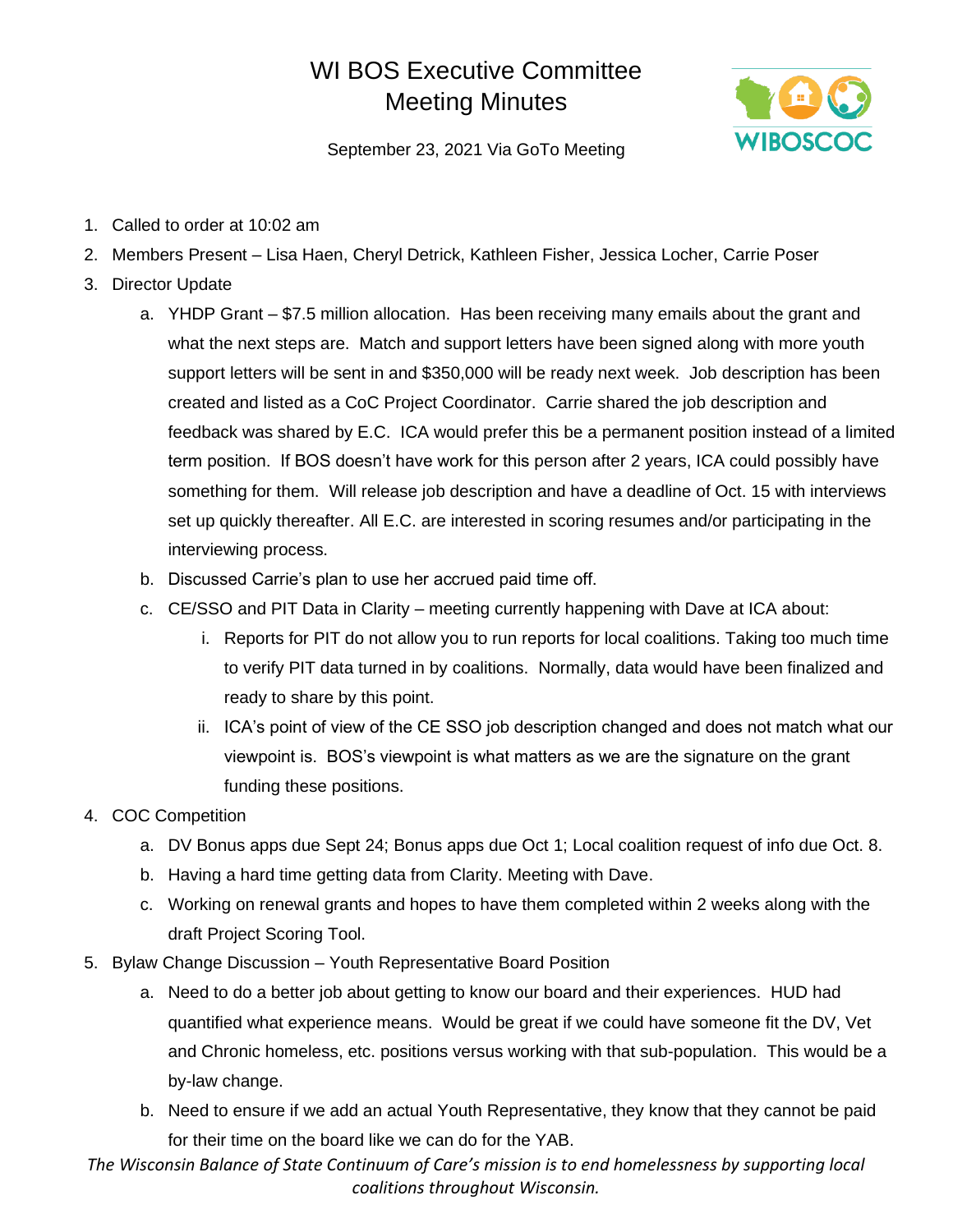# WI BOS Executive Committee Meeting Minutes

September 23, 2021 Via GoTo Meeting

1. Called to order at 10:02 am
2. Members Present – Lisa Haen, Cheryl Detrick, Kathleen Fisher, Jessica Locher, Carrie Poser
3. Director Update
    a. YHDP Grant – $7.5 million allocation. Has been receiving many emails about the grant and what the next steps are. Match and support letters have been signed along with more youth support letters will be sent in and $350,000 will be ready next week. Job description has been created and listed as a CoC Project Coordinator. Carrie shared the job description and feedback was shared by E.C. ICA would prefer this be a permanent position instead of a limited term position. If BOS doesn't have work for this person after 2 years, ICA could possibly have something for them. Will release job description and have a deadline of Oct. 15 with interviews set up quickly thereafter. All E.C. are interested in scoring resumes and/or participating in the interviewing process.
    b. Discussed Carrie's plan to use her accrued paid time off.
    c. CE/SSO and PIT Data in Clarity – meeting currently happening with Dave at ICA about:
        i. Reports for PIT do not allow you to run reports for local coalitions. Taking too much time to verify PIT data turned in by coalitions. Normally, data would have been finalized and ready to share by this point.
        ii. ICA's point of view of the CE SSO job description changed and does not match what our viewpoint is. BOS's viewpoint is what matters as we are the signature on the grant funding these positions.
4. COC Competition
    a. DV Bonus apps due Sept 24; Bonus apps due Oct 1; Local coalition request of info due Oct. 8.
    b. Having a hard time getting data from Clarity. Meeting with Dave.
    c. Working on renewal grants and hopes to have them completed within 2 weeks along with the draft Project Scoring Tool.
5. Bylaw Change Discussion – Youth Representative Board Position
    a. Need to do a better job about getting to know our board and their experiences. HUD had quantified what experience means. Would be great if we could have someone fit the DV, Vet and Chronic homeless, etc. positions versus working with that sub-population. This would be a by-law change.
    b. Need to ensure if we add an actual Youth Representative, they know that they cannot be paid for their time on the board like we can do for the YAB.

*The Wisconsin Balance of State Continuum of Care's mission is to end homelessness by supporting local coalitions throughout Wisconsin.*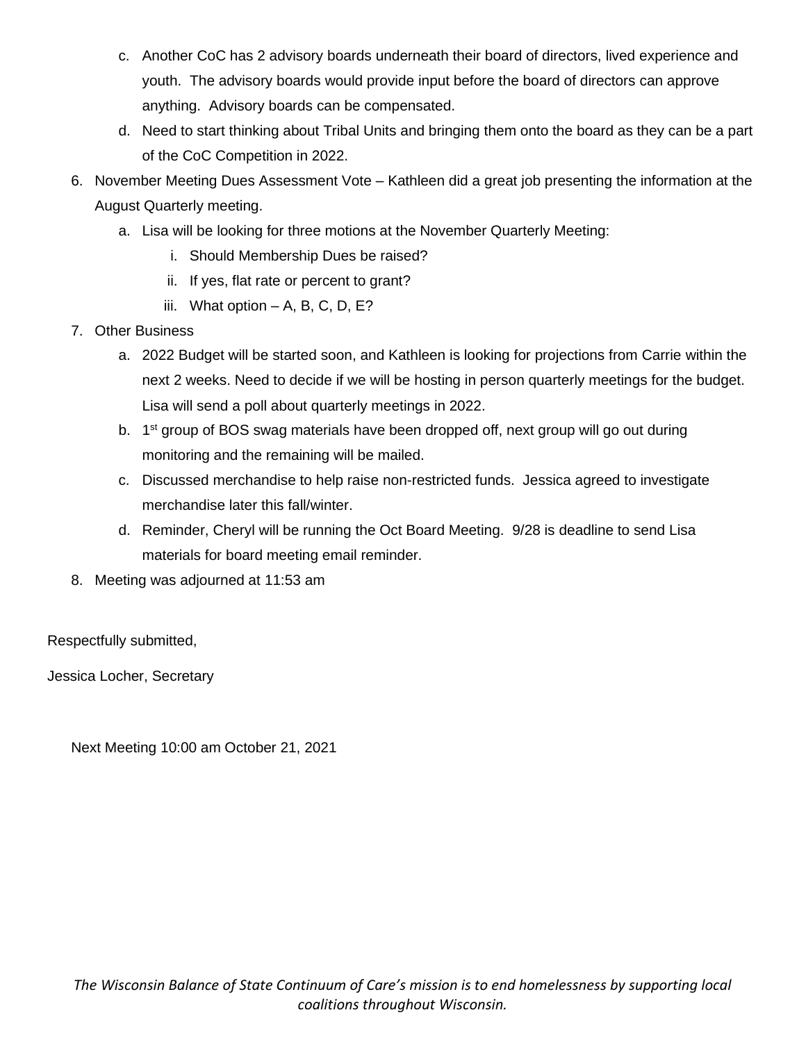c. Another CoC has 2 advisory boards underneath their board of directors, lived experience and youth. The advisory boards would provide input before the board of directors can approve anything. Advisory boards can be compensated.
   d. Need to start thinking about Tribal Units and bringing them onto the board as they can be a part of the CoC Competition in 2022.
6. November Meeting Dues Assessment Vote – Kathleen did a great job presenting the information at the August Quarterly meeting.
   a. Lisa will be looking for three motions at the November Quarterly Meeting:
      i. Should Membership Dues be raised?
      ii. If yes, flat rate or percent to grant?
      iii. What option – A, B, C, D, E?
7. Other Business
   a. 2022 Budget will be started soon, and Kathleen is looking for projections from Carrie within the next 2 weeks. Need to decide if we will be hosting in person quarterly meetings for the budget. Lisa will send a poll about quarterly meetings in 2022.
   b. 1st group of BOS swag materials have been dropped off, next group will go out during monitoring and the remaining will be mailed.
   c. Discussed merchandise to help raise non-restricted funds. Jessica agreed to investigate merchandise later this fall/winter.
   d. Reminder, Cheryl will be running the Oct Board Meeting. 9/28 is deadline to send Lisa materials for board meeting email reminder.
8. Meeting was adjourned at 11:53 am

Respectfully submitted,

Jessica Locher, Secretary

Next Meeting 10:00 am October 21, 2021

*The Wisconsin Balance of State Continuum of Care's mission is to end homelessness by supporting local coalitions throughout Wisconsin.*